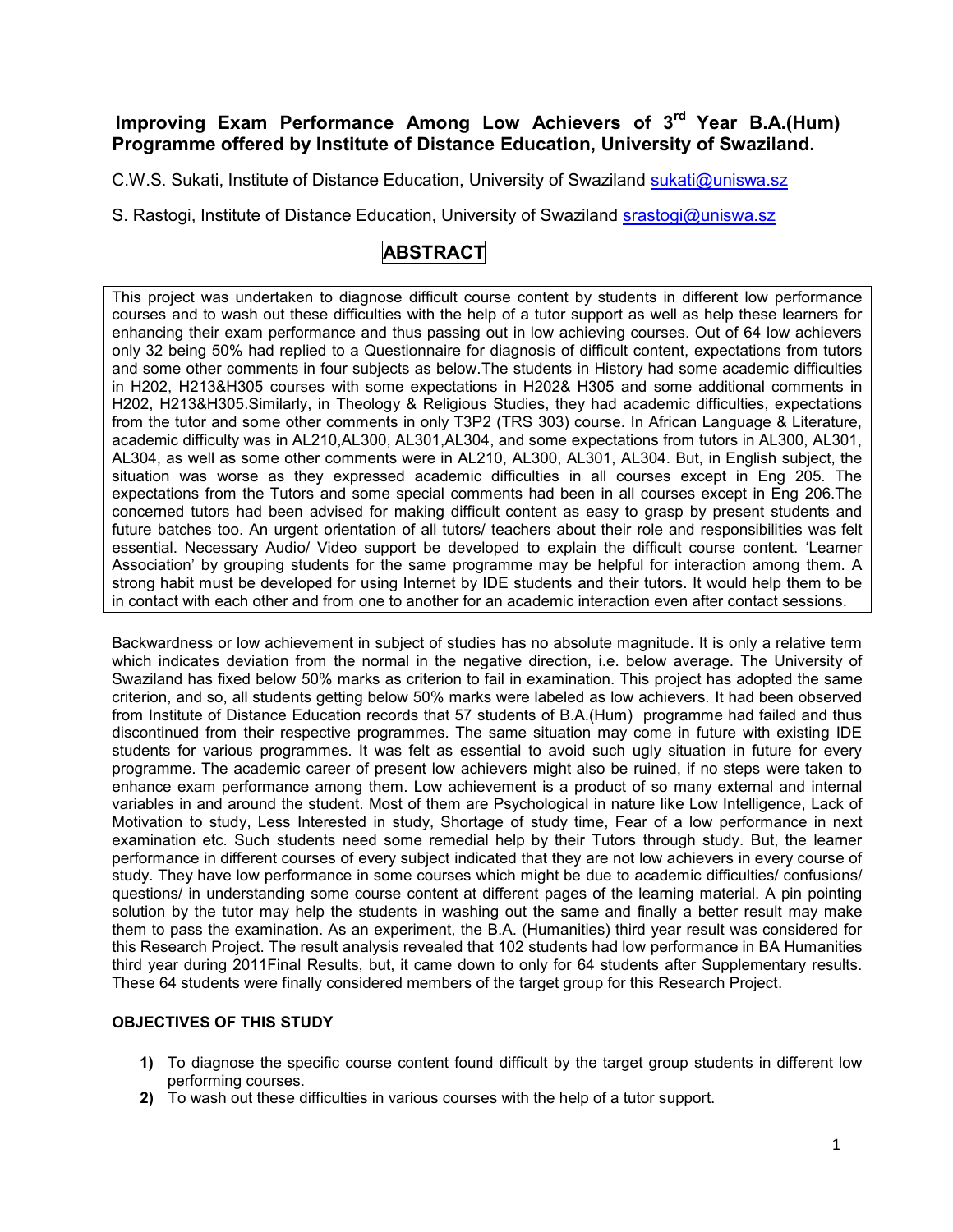# Improving Exam Performance Among Low Achievers of 3rd Year B.A.(Hum) Programme offered by Institute of Distance Education, University of Swaziland.

C.W.S. Sukati, Institute of Distance Education, University of Swaziland sukati@uniswa.sz

S. Rastogi, Institute of Distance Education, University of Swaziland srastogi@uniswa.sz

## ABSTRACT

This project was undertaken to diagnose difficult course content by students in different low performance courses and to wash out these difficulties with the help of a tutor support as well as help these learners for enhancing their exam performance and thus passing out in low achieving courses. Out of 64 low achievers only 32 being 50% had replied to a Questionnaire for diagnosis of difficult content, expectations from tutors and some other comments in four subjects as below.The students in History had some academic difficulties in H202, H213&H305 courses with some expectations in H202& H305 and some additional comments in H202, H213&H305.Similarly, in Theology & Religious Studies, they had academic difficulties, expectations from the tutor and some other comments in only T3P2 (TRS 303) course. In African Language & Literature, academic difficulty was in AL210,AL300, AL301,AL304, and some expectations from tutors in AL300, AL301, AL304, as well as some other comments were in AL210, AL300, AL301, AL304. But, in English subject, the situation was worse as they expressed academic difficulties in all courses except in Eng 205. The expectations from the Tutors and some special comments had been in all courses except in Eng 206.The concerned tutors had been advised for making difficult content as easy to grasp by present students and future batches too. An urgent orientation of all tutors/ teachers about their role and responsibilities was felt essential. Necessary Audio/ Video support be developed to explain the difficult course content. 'Learner Association' by grouping students for the same programme may be helpful for interaction among them. A strong habit must be developed for using Internet by IDE students and their tutors. It would help them to be in contact with each other and from one to another for an academic interaction even after contact sessions.

Backwardness or low achievement in subject of studies has no absolute magnitude. It is only a relative term which indicates deviation from the normal in the negative direction, i.e. below average. The University of Swaziland has fixed below 50% marks as criterion to fail in examination. This project has adopted the same criterion, and so, all students getting below 50% marks were labeled as low achievers. It had been observed from Institute of Distance Education records that 57 students of B.A.(Hum) programme had failed and thus discontinued from their respective programmes. The same situation may come in future with existing IDE students for various programmes. It was felt as essential to avoid such ugly situation in future for every programme. The academic career of present low achievers might also be ruined, if no steps were taken to enhance exam performance among them. Low achievement is a product of so many external and internal variables in and around the student. Most of them are Psychological in nature like Low Intelligence, Lack of Motivation to study, Less Interested in study, Shortage of study time, Fear of a low performance in next examination etc. Such students need some remedial help by their Tutors through study. But, the learner performance in different courses of every subject indicated that they are not low achievers in every course of study. They have low performance in some courses which might be due to academic difficulties/ confusions/ questions/ in understanding some course content at different pages of the learning material. A pin pointing solution by the tutor may help the students in washing out the same and finally a better result may make them to pass the examination. As an experiment, the B.A. (Humanities) third year result was considered for this Research Project. The result analysis revealed that 102 students had low performance in BA Humanities third year during 2011Final Results, but, it came down to only for 64 students after Supplementary results. These 64 students were finally considered members of the target group for this Research Project.

### OBJECTIVES OF THIS STUDY

1) To diagnose the specific course content found difficult by the target group students in different low performing courses.
2) To wash out these difficulties in various courses with the help of a tutor support.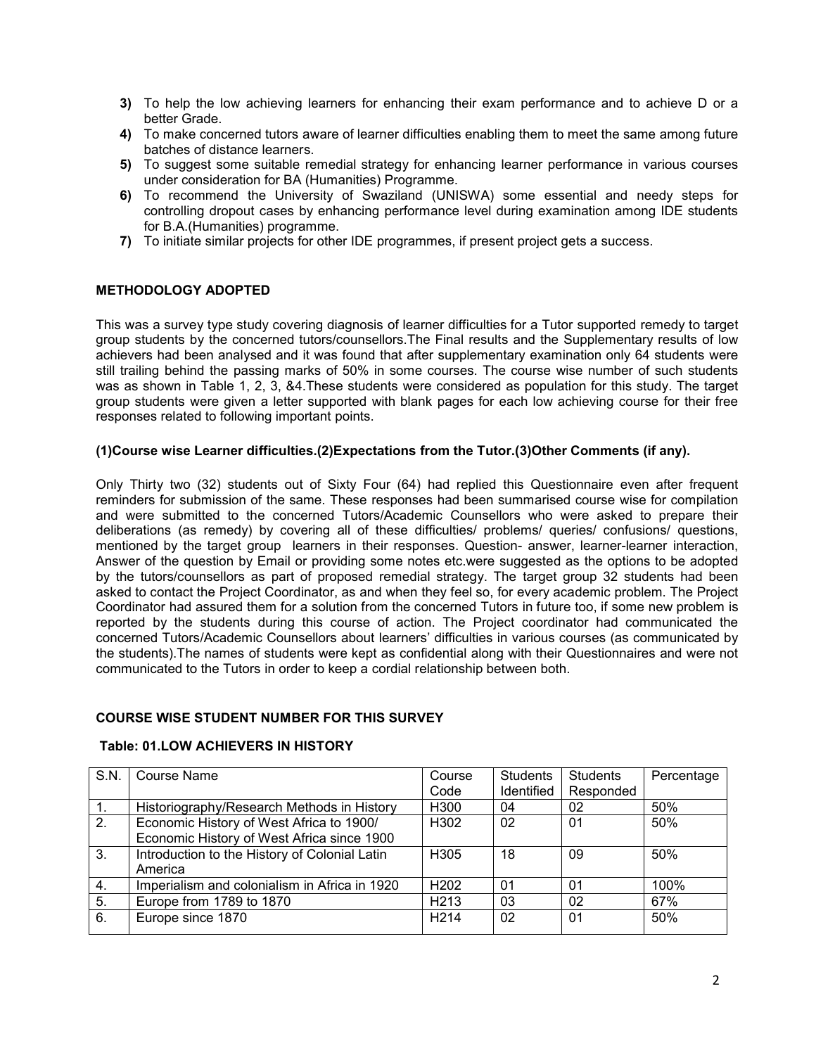3) To help the low achieving learners for enhancing their exam performance and to achieve D or a better Grade.
4) To make concerned tutors aware of learner difficulties enabling them to meet the same among future batches of distance learners.
5) To suggest some suitable remedial strategy for enhancing learner performance in various courses under consideration for BA (Humanities) Programme.
6) To recommend the University of Swaziland (UNISWA) some essential and needy steps for controlling dropout cases by enhancing performance level during examination among IDE students for B.A.(Humanities) programme.
7) To initiate similar projects for other IDE programmes, if present project gets a success.

## METHODOLOGY ADOPTED

This was a survey type study covering diagnosis of learner difficulties for a Tutor supported remedy to target group students by the concerned tutors/counsellors.The Final results and the Supplementary results of low achievers had been analysed and it was found that after supplementary examination only 64 students were still trailing behind the passing marks of 50% in some courses. The course wise number of such students was as shown in Table 1, 2, 3, &4.These students were considered as population for this study. The target group students were given a letter supported with blank pages for each low achieving course for their free responses related to following important points.

**(1)Course wise Learner difficulties.(2)Expectations from the Tutor.(3)Other Comments (if any).**

Only Thirty two (32) students out of Sixty Four (64) had replied this Questionnaire even after frequent reminders for submission of the same. These responses had been summarised course wise for compilation and were submitted to the concerned Tutors/Academic Counsellors who were asked to prepare their deliberations (as remedy) by covering all of these difficulties/ problems/ queries/ confusions/ questions, mentioned by the target group learners in their responses. Question- answer, learner-learner interaction, Answer of the question by Email or providing some notes etc.were suggested as the options to be adopted by the tutors/counsellors as part of proposed remedial strategy. The target group 32 students had been asked to contact the Project Coordinator, as and when they feel so, for every academic problem. The Project Coordinator had assured them for a solution from the concerned Tutors in future too, if some new problem is reported by the students during this course of action. The Project coordinator had communicated the concerned Tutors/Academic Counsellors about learners' difficulties in various courses (as communicated by the students).The names of students were kept as confidential along with their Questionnaires and were not communicated to the Tutors in order to keep a cordial relationship between both.

## COURSE WISE STUDENT NUMBER FOR THIS SURVEY

**Table: 01.LOW ACHIEVERS IN HISTORY**

| S.N. | Course Name | Course Code | Students Identified | Students Responded | Percentage |
|---|---|---|---|---|---|
| 1. | Historiography/Research Methods in History | H300 | 04 | 02 | 50% |
| 2. | Economic History of West Africa to 1900/ Economic History of West Africa since 1900 | H302 | 02 | 01 | 50% |
| 3. | Introduction to the History of Colonial Latin America | H305 | 18 | 09 | 50% |
| 4. | Imperialism and colonialism in Africa in 1920 | H202 | 01 | 01 | 100% |
| 5. | Europe from 1789 to 1870 | H213 | 03 | 02 | 67% |
| 6. | Europe since 1870 | H214 | 02 | 01 | 50% |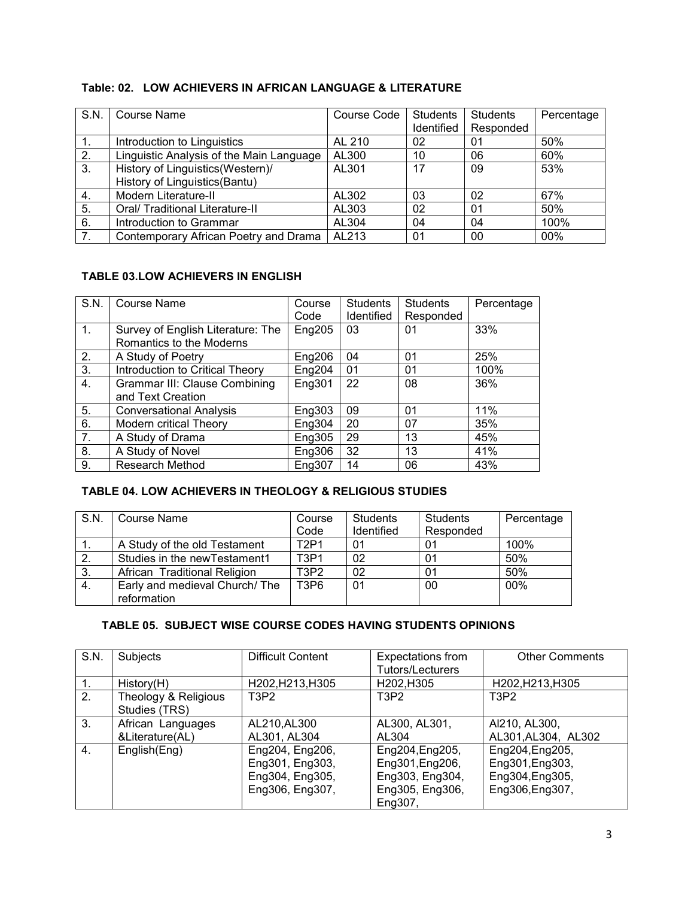**Table: 02. LOW ACHIEVERS IN AFRICAN LANGUAGE & LITERATURE**

| S.N. | Course Name | Course Code | Students Identified | Students Responded | Percentage |
|---|---|---|---|---|---|
| 1. | Introduction to Linguistics | AL 210 | 02 | 01 | 50% |
| 2. | Linguistic Analysis of the Main Language | AL300 | 10 | 06 | 60% |
| 3. | History of Linguistics(Western)/ History of Linguistics(Bantu) | AL301 | 17 | 09 | 53% |
| 4. | Modern Literature-II | AL302 | 03 | 02 | 67% |
| 5. | Oral/ Traditional Literature-II | AL303 | 02 | 01 | 50% |
| 6. | Introduction to Grammar | AL304 | 04 | 04 | 100% |
| 7. | Contemporary African Poetry and Drama | AL213 | 01 | 00 | 00% |

**TABLE 03.LOW ACHIEVERS IN ENGLISH**

| S.N. | Course Name | Course Code | Students Identified | Students Responded | Percentage |
|---|---|---|---|---|---|
| 1. | Survey of English Literature: The Romantics to the Moderns | Eng205 | 03 | 01 | 33% |
| 2. | A Study of Poetry | Eng206 | 04 | 01 | 25% |
| 3. | Introduction to Critical Theory | Eng204 | 01 | 01 | 100% |
| 4. | Grammar III: Clause Combining and Text Creation | Eng301 | 22 | 08 | 36% |
| 5. | Conversational Analysis | Eng303 | 09 | 01 | 11% |
| 6. | Modern critical Theory | Eng304 | 20 | 07 | 35% |
| 7. | A Study of Drama | Eng305 | 29 | 13 | 45% |
| 8. | A Study of Novel | Eng306 | 32 | 13 | 41% |
| 9. | Research Method | Eng307 | 14 | 06 | 43% |

**TABLE 04. LOW ACHIEVERS IN THEOLOGY & RELIGIOUS STUDIES**

| S.N. | Course Name | Course Code | Students Identified | Students Responded | Percentage |
|---|---|---|---|---|---|
| 1. | A Study of the old Testament | T2P1 | 01 | 01 | 100% |
| 2. | Studies in the newTestament1 | T3P1 | 02 | 01 | 50% |
| 3. | African Traditional Religion | T3P2 | 02 | 01 | 50% |
| 4. | Early and medieval Church/ The reformation | T3P6 | 01 | 00 | 00% |

**TABLE 05. SUBJECT WISE COURSE CODES HAVING STUDENTS OPINIONS**

| S.N. | Subjects | Difficult Content | Expectations from Tutors/Lecturers | Other Comments |
|---|---|---|---|---|
| 1. | History(H) | H202,H213,H305 | H202,H305 | H202,H213,H305 |
| 2. | Theology & Religious Studies (TRS) | T3P2 | T3P2 | T3P2 |
| 3. | African Languages &Literature(AL) | AL210,AL300 AL301, AL304 | AL300, AL301, AL304 | Al210, AL300, AL301,AL304, AL302 |
| 4. | English(Eng) | Eng204, Eng206, Eng301, Eng303, Eng304, Eng305, Eng306, Eng307, | Eng204,Eng205, Eng301,Eng206, Eng303, Eng304, Eng305, Eng306, Eng307, | Eng204,Eng205, Eng301,Eng303, Eng304,Eng305, Eng306,Eng307, |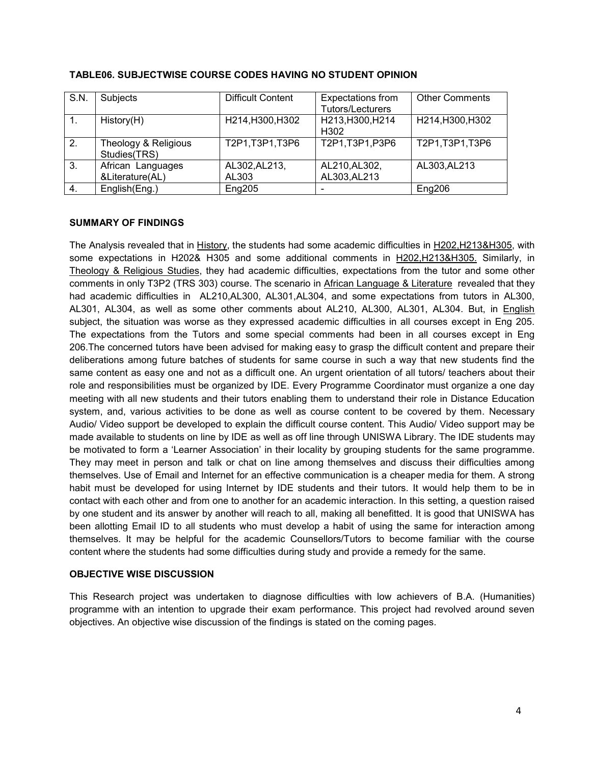**TABLE06. SUBJECTWISE COURSE CODES HAVING NO STUDENT OPINION**

| S.N. | Subjects | Difficult Content | Expectations from Tutors/Lecturers | Other Comments |
|---|---|---|---|---|
| 1. | History(H) | H214,H300,H302 | H213,H300,H214 H302 | H214,H300,H302 |
| 2. | Theology & Religious Studies(TRS) | T2P1,T3P1,T3P6 | T2P1,T3P1,P3P6 | T2P1,T3P1,T3P6 |
| 3. | African Languages &Literature(AL) | AL302,AL213, AL303 | AL210,AL302, AL303,AL213 | AL303,AL213 |
| 4. | English(Eng.) | Eng205 | - | Eng206 |

**SUMMARY OF FINDINGS**

The Analysis revealed that in <u>History</u>, the students had some academic difficulties in <u>H202,H213&H305</u>, with some expectations in H202& H305 and some additional comments in <u>H202,H213&H305.</u> Similarly, in <u>Theology & Religious Studies</u>, they had academic difficulties, expectations from the tutor and some other comments in only T3P2 (TRS 303) course. The scenario in <u>African Language & Literature</u> revealed that they had academic difficulties in AL210,AL300, AL301,AL304, and some expectations from tutors in AL300, AL301, AL304, as well as some other comments about AL210, AL300, AL301, AL304. But, in <u>English</u> subject, the situation was worse as they expressed academic difficulties in all courses except in Eng 205. The expectations from the Tutors and some special comments had been in all courses except in Eng 206.The concerned tutors have been advised for making easy to grasp the difficult content and prepare their deliberations among future batches of students for same course in such a way that new students find the same content as easy one and not as a difficult one. An urgent orientation of all tutors/ teachers about their role and responsibilities must be organized by IDE. Every Programme Coordinator must organize a one day meeting with all new students and their tutors enabling them to understand their role in Distance Education system, and, various activities to be done as well as course content to be covered by them. Necessary Audio/ Video support be developed to explain the difficult course content. This Audio/ Video support may be made available to students on line by IDE as well as off line through UNISWA Library. The IDE students may be motivated to form a 'Learner Association' in their locality by grouping students for the same programme. They may meet in person and talk or chat on line among themselves and discuss their difficulties among themselves. Use of Email and Internet for an effective communication is a cheaper media for them. A strong habit must be developed for using Internet by IDE students and their tutors. It would help them to be in contact with each other and from one to another for an academic interaction. In this setting, a question raised by one student and its answer by another will reach to all, making all benefitted. It is good that UNISWA has been allotting Email ID to all students who must develop a habit of using the same for interaction among themselves. It may be helpful for the academic Counsellors/Tutors to become familiar with the course content where the students had some difficulties during study and provide a remedy for the same.

**OBJECTIVE WISE DISCUSSION**

This Research project was undertaken to diagnose difficulties with low achievers of B.A. (Humanities) programme with an intention to upgrade their exam performance. This project had revolved around seven objectives. An objective wise discussion of the findings is stated on the coming pages.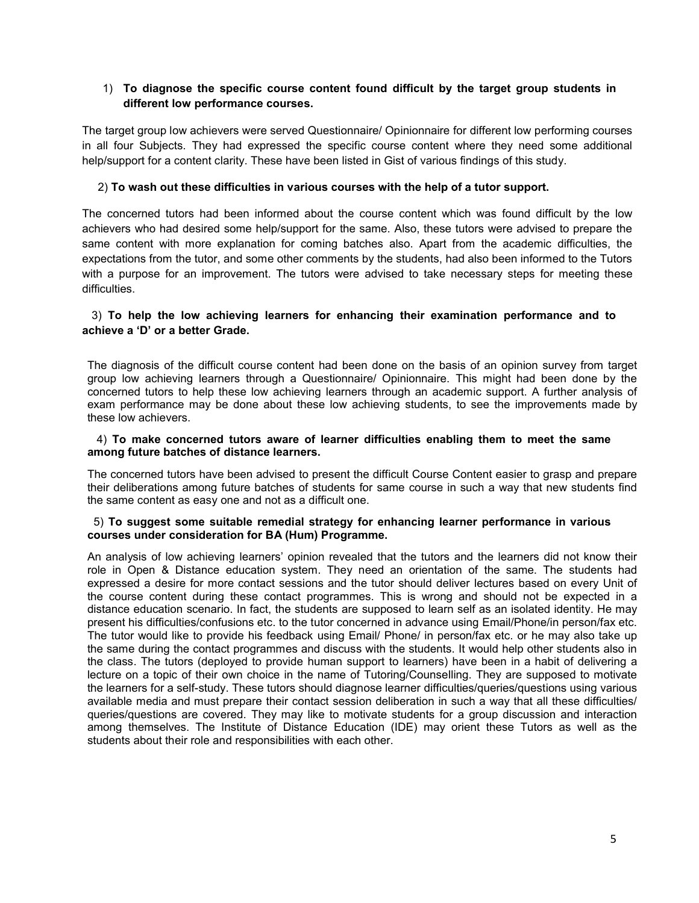1) **To diagnose the specific course content found difficult by the target group students in different low performance courses.**

The target group low achievers were served Questionnaire/ Opinionnaire for different low performing courses in all four Subjects. They had expressed the specific course content where they need some additional help/support for a content clarity. These have been listed in Gist of various findings of this study.

2) **To wash out these difficulties in various courses with the help of a tutor support.**

The concerned tutors had been informed about the course content which was found difficult by the low achievers who had desired some help/support for the same. Also, these tutors were advised to prepare the same content with more explanation for coming batches also. Apart from the academic difficulties, the expectations from the tutor, and some other comments by the students, had also been informed to the Tutors with a purpose for an improvement. The tutors were advised to take necessary steps for meeting these difficulties.

3) **To help the low achieving learners for enhancing their examination performance and to achieve a 'D' or a better Grade.**

The diagnosis of the difficult course content had been done on the basis of an opinion survey from target group low achieving learners through a Questionnaire/ Opinionnaire. This might had been done by the concerned tutors to help these low achieving learners through an academic support. A further analysis of exam performance may be done about these low achieving students, to see the improvements made by these low achievers.

4) **To make concerned tutors aware of learner difficulties enabling them to meet the same among future batches of distance learners.**

The concerned tutors have been advised to present the difficult Course Content easier to grasp and prepare their deliberations among future batches of students for same course in such a way that new students find the same content as easy one and not as a difficult one.

5) **To suggest some suitable remedial strategy for enhancing learner performance in various courses under consideration for BA (Hum) Programme.**

An analysis of low achieving learners' opinion revealed that the tutors and the learners did not know their role in Open & Distance education system. They need an orientation of the same. The students had expressed a desire for more contact sessions and the tutor should deliver lectures based on every Unit of the course content during these contact programmes. This is wrong and should not be expected in a distance education scenario. In fact, the students are supposed to learn self as an isolated identity. He may present his difficulties/confusions etc. to the tutor concerned in advance using Email/Phone/in person/fax etc. The tutor would like to provide his feedback using Email/ Phone/ in person/fax etc. or he may also take up the same during the contact programmes and discuss with the students. It would help other students also in the class. The tutors (deployed to provide human support to learners) have been in a habit of delivering a lecture on a topic of their own choice in the name of Tutoring/Counselling. They are supposed to motivate the learners for a self-study. These tutors should diagnose learner difficulties/queries/questions using various available media and must prepare their contact session deliberation in such a way that all these difficulties/ queries/questions are covered. They may like to motivate students for a group discussion and interaction among themselves. The Institute of Distance Education (IDE) may orient these Tutors as well as the students about their role and responsibilities with each other.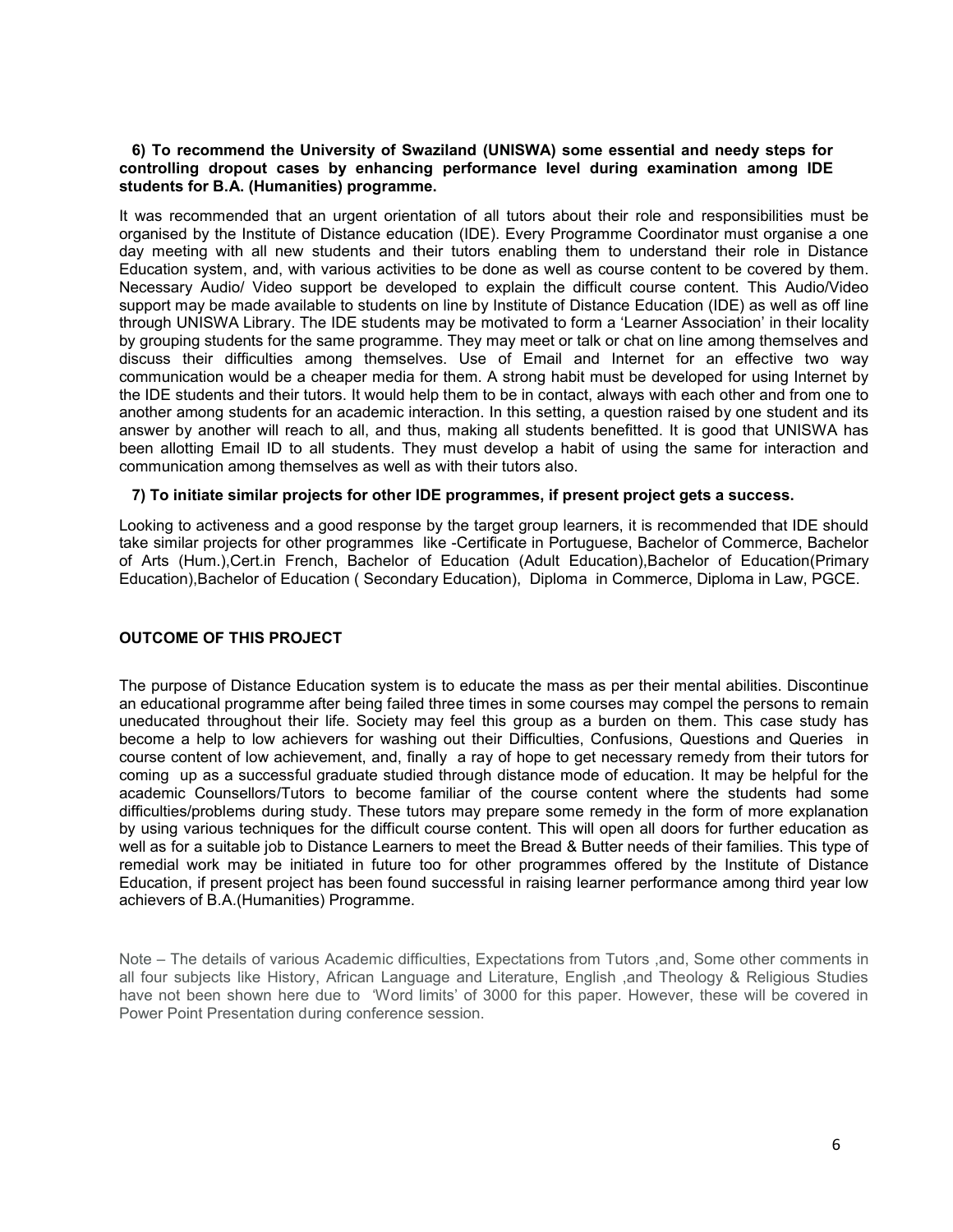**6) To recommend the University of Swaziland (UNISWA) some essential and needy steps for controlling dropout cases by enhancing performance level during examination among IDE students for B.A. (Humanities) programme.**

It was recommended that an urgent orientation of all tutors about their role and responsibilities must be organised by the Institute of Distance education (IDE). Every Programme Coordinator must organise a one day meeting with all new students and their tutors enabling them to understand their role in Distance Education system, and, with various activities to be done as well as course content to be covered by them. Necessary Audio/ Video support be developed to explain the difficult course content. This Audio/Video support may be made available to students on line by Institute of Distance Education (IDE) as well as off line through UNISWA Library. The IDE students may be motivated to form a 'Learner Association' in their locality by grouping students for the same programme. They may meet or talk or chat on line among themselves and discuss their difficulties among themselves. Use of Email and Internet for an effective two way communication would be a cheaper media for them. A strong habit must be developed for using Internet by the IDE students and their tutors. It would help them to be in contact, always with each other and from one to another among students for an academic interaction. In this setting, a question raised by one student and its answer by another will reach to all, and thus, making all students benefitted. It is good that UNISWA has been allotting Email ID to all students. They must develop a habit of using the same for interaction and communication among themselves as well as with their tutors also.

**7) To initiate similar projects for other IDE programmes, if present project gets a success.**

Looking to activeness and a good response by the target group learners, it is recommended that IDE should take similar projects for other programmes like -Certificate in Portuguese, Bachelor of Commerce, Bachelor of Arts (Hum.),Cert.in French, Bachelor of Education (Adult Education),Bachelor of Education(Primary Education),Bachelor of Education ( Secondary Education), Diploma in Commerce, Diploma in Law, PGCE.

**OUTCOME OF THIS PROJECT**

The purpose of Distance Education system is to educate the mass as per their mental abilities. Discontinue an educational programme after being failed three times in some courses may compel the persons to remain uneducated throughout their life. Society may feel this group as a burden on them. This case study has become a help to low achievers for washing out their Difficulties, Confusions, Questions and Queries in course content of low achievement, and, finally a ray of hope to get necessary remedy from their tutors for coming up as a successful graduate studied through distance mode of education. It may be helpful for the academic Counsellors/Tutors to become familiar of the course content where the students had some difficulties/problems during study. These tutors may prepare some remedy in the form of more explanation by using various techniques for the difficult course content. This will open all doors for further education as well as for a suitable job to Distance Learners to meet the Bread & Butter needs of their families. This type of remedial work may be initiated in future too for other programmes offered by the Institute of Distance Education, if present project has been found successful in raising learner performance among third year low achievers of B.A.(Humanities) Programme.

Note – The details of various Academic difficulties, Expectations from Tutors ,and, Some other comments in all four subjects like History, African Language and Literature, English ,and Theology & Religious Studies have not been shown here due to 'Word limits' of 3000 for this paper. However, these will be covered in Power Point Presentation during conference session.